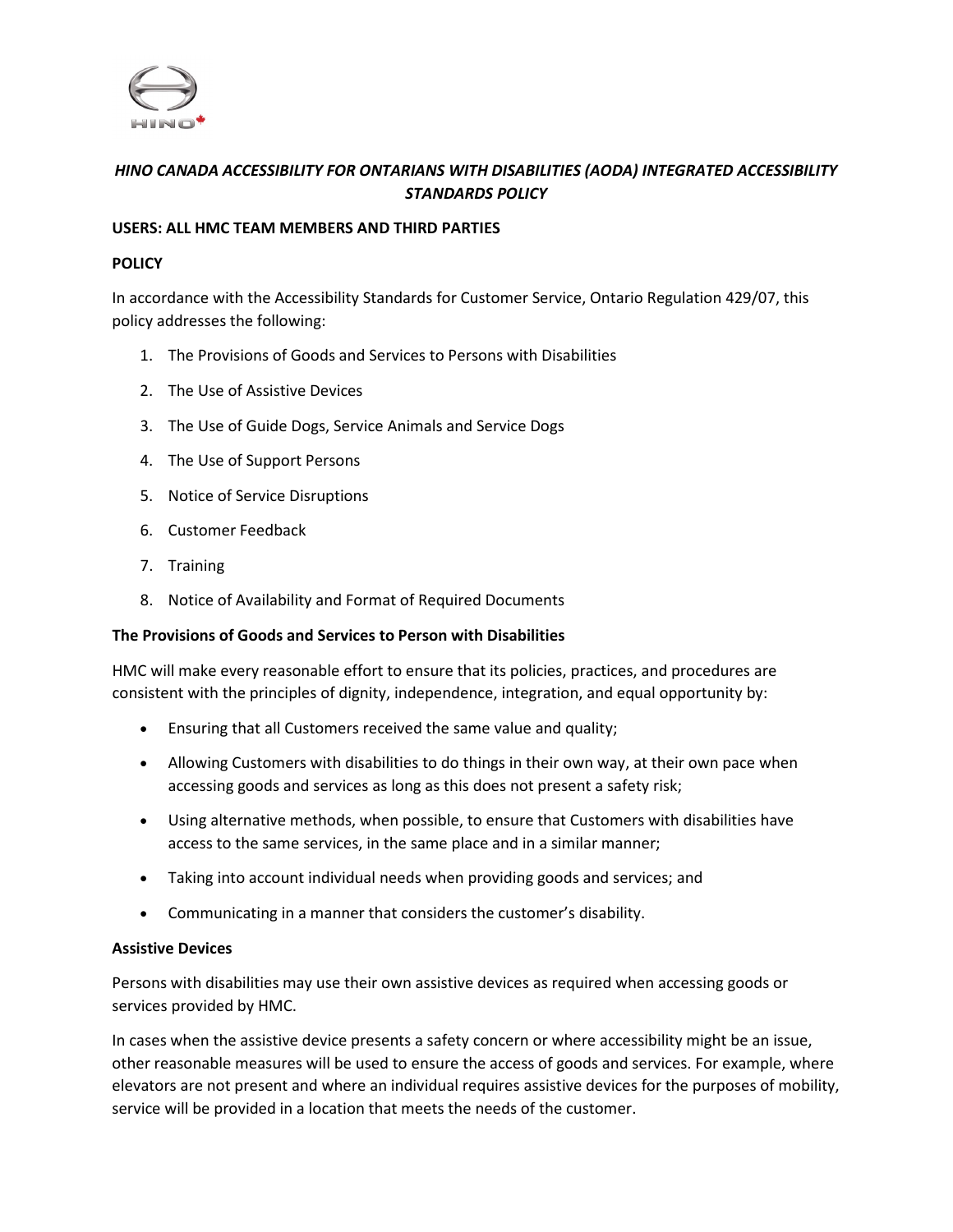# *HINO CANADA ACCESSIBILITY FOR ONTARIANS WITH DISABILITIES (AODA) INTEGRATED ACCESSIBILITY STANDARDS POLICY*

**USERS: ALL HMC TEAM MEMBERS AND THIRD PARTIES**

**POLICY**

In accordance with the Accessibility Standards for Customer Service, Ontario Regulation 429/07, this policy addresses the following:

1. The Provisions of Goods and Services to Persons with Disabilities
2. The Use of Assistive Devices
3. The Use of Guide Dogs, Service Animals and Service Dogs
4. The Use of Support Persons
5. Notice of Service Disruptions
6. Customer Feedback
7. Training
8. Notice of Availability and Format of Required Documents

**The Provisions of Goods and Services to Person with Disabilities**

HMC will make every reasonable effort to ensure that its policies, practices, and procedures are consistent with the principles of dignity, independence, integration, and equal opportunity by:

- Ensuring that all Customers received the same value and quality;
- Allowing Customers with disabilities to do things in their own way, at their own pace when accessing goods and services as long as this does not present a safety risk;
- Using alternative methods, when possible, to ensure that Customers with disabilities have access to the same services, in the same place and in a similar manner;
- Taking into account individual needs when providing goods and services; and
- Communicating in a manner that considers the customer's disability.

**Assistive Devices**

Persons with disabilities may use their own assistive devices as required when accessing goods or services provided by HMC.

In cases when the assistive device presents a safety concern or where accessibility might be an issue, other reasonable measures will be used to ensure the access of goods and services. For example, where elevators are not present and where an individual requires assistive devices for the purposes of mobility, service will be provided in a location that meets the needs of the customer.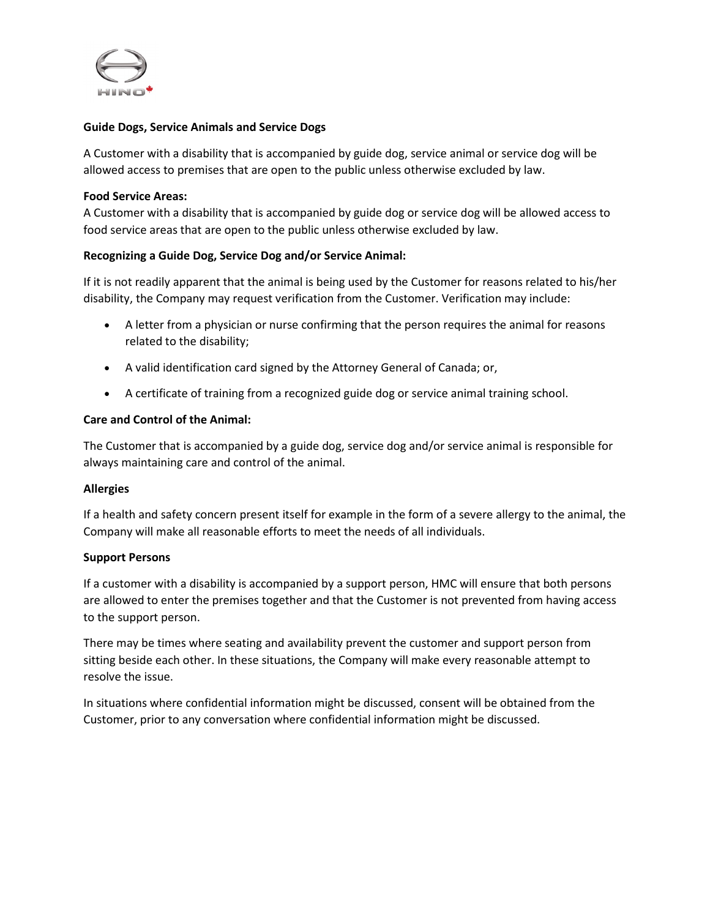**Guide Dogs, Service Animals and Service Dogs**

A Customer with a disability that is accompanied by guide dog, service animal or service dog will be allowed access to premises that are open to the public unless otherwise excluded by law.

**Food Service Areas:**
A Customer with a disability that is accompanied by guide dog or service dog will be allowed access to food service areas that are open to the public unless otherwise excluded by law.

**Recognizing a Guide Dog, Service Dog and/or Service Animal:**

If it is not readily apparent that the animal is being used by the Customer for reasons related to his/her disability, the Company may request verification from the Customer. Verification may include:

- A letter from a physician or nurse confirming that the person requires the animal for reasons related to the disability;
- A valid identification card signed by the Attorney General of Canada; or,
- A certificate of training from a recognized guide dog or service animal training school.

**Care and Control of the Animal:**

The Customer that is accompanied by a guide dog, service dog and/or service animal is responsible for always maintaining care and control of the animal.

**Allergies**

If a health and safety concern present itself for example in the form of a severe allergy to the animal, the Company will make all reasonable efforts to meet the needs of all individuals.

**Support Persons**

If a customer with a disability is accompanied by a support person, HMC will ensure that both persons are allowed to enter the premises together and that the Customer is not prevented from having access to the support person.

There may be times where seating and availability prevent the customer and support person from sitting beside each other. In these situations, the Company will make every reasonable attempt to resolve the issue.

In situations where confidential information might be discussed, consent will be obtained from the Customer, prior to any conversation where confidential information might be discussed.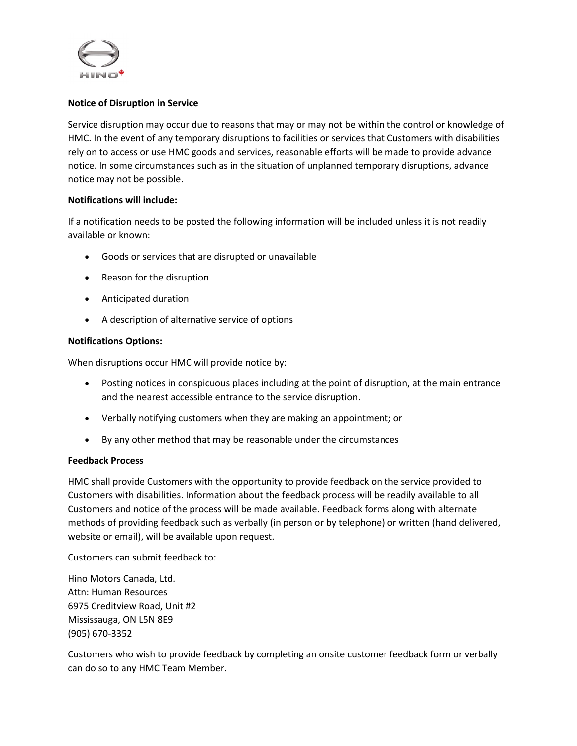**Notice of Disruption in Service**

Service disruption may occur due to reasons that may or may not be within the control or knowledge of HMC. In the event of any temporary disruptions to facilities or services that Customers with disabilities rely on to access or use HMC goods and services, reasonable efforts will be made to provide advance notice. In some circumstances such as in the situation of unplanned temporary disruptions, advance notice may not be possible.

**Notifications will include:**

If a notification needs to be posted the following information will be included unless it is not readily available or known:

- Goods or services that are disrupted or unavailable
- Reason for the disruption
- Anticipated duration
- A description of alternative service of options

**Notifications Options:**

When disruptions occur HMC will provide notice by:

- Posting notices in conspicuous places including at the point of disruption, at the main entrance and the nearest accessible entrance to the service disruption.
- Verbally notifying customers when they are making an appointment; or
- By any other method that may be reasonable under the circumstances

**Feedback Process**

HMC shall provide Customers with the opportunity to provide feedback on the service provided to Customers with disabilities. Information about the feedback process will be readily available to all Customers and notice of the process will be made available. Feedback forms along with alternate methods of providing feedback such as verbally (in person or by telephone) or written (hand delivered, website or email), will be available upon request.

Customers can submit feedback to:

Hino Motors Canada, Ltd.
Attn: Human Resources
6975 Creditview Road, Unit #2
Mississauga, ON L5N 8E9
(905) 670-3352

Customers who wish to provide feedback by completing an onsite customer feedback form or verbally can do so to any HMC Team Member.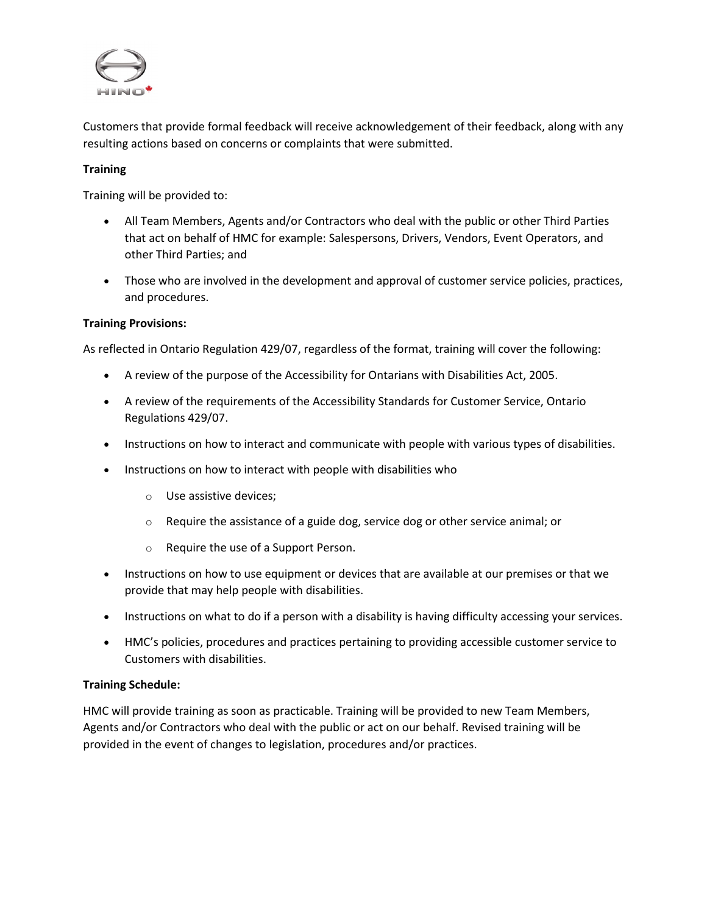Customers that provide formal feedback will receive acknowledgement of their feedback, along with any resulting actions based on concerns or complaints that were submitted.

**Training**

Training will be provided to:

- All Team Members, Agents and/or Contractors who deal with the public or other Third Parties that act on behalf of HMC for example: Salespersons, Drivers, Vendors, Event Operators, and other Third Parties; and
- Those who are involved in the development and approval of customer service policies, practices, and procedures.

**Training Provisions:**

As reflected in Ontario Regulation 429/07, regardless of the format, training will cover the following:

- A review of the purpose of the Accessibility for Ontarians with Disabilities Act, 2005.
- A review of the requirements of the Accessibility Standards for Customer Service, Ontario Regulations 429/07.
- Instructions on how to interact and communicate with people with various types of disabilities.
- Instructions on how to interact with people with disabilities who
  - Use assistive devices;
  - Require the assistance of a guide dog, service dog or other service animal; or
  - Require the use of a Support Person.
- Instructions on how to use equipment or devices that are available at our premises or that we provide that may help people with disabilities.
- Instructions on what to do if a person with a disability is having difficulty accessing your services.
- HMC's policies, procedures and practices pertaining to providing accessible customer service to Customers with disabilities.

**Training Schedule:**

HMC will provide training as soon as practicable. Training will be provided to new Team Members, Agents and/or Contractors who deal with the public or act on our behalf. Revised training will be provided in the event of changes to legislation, procedures and/or practices.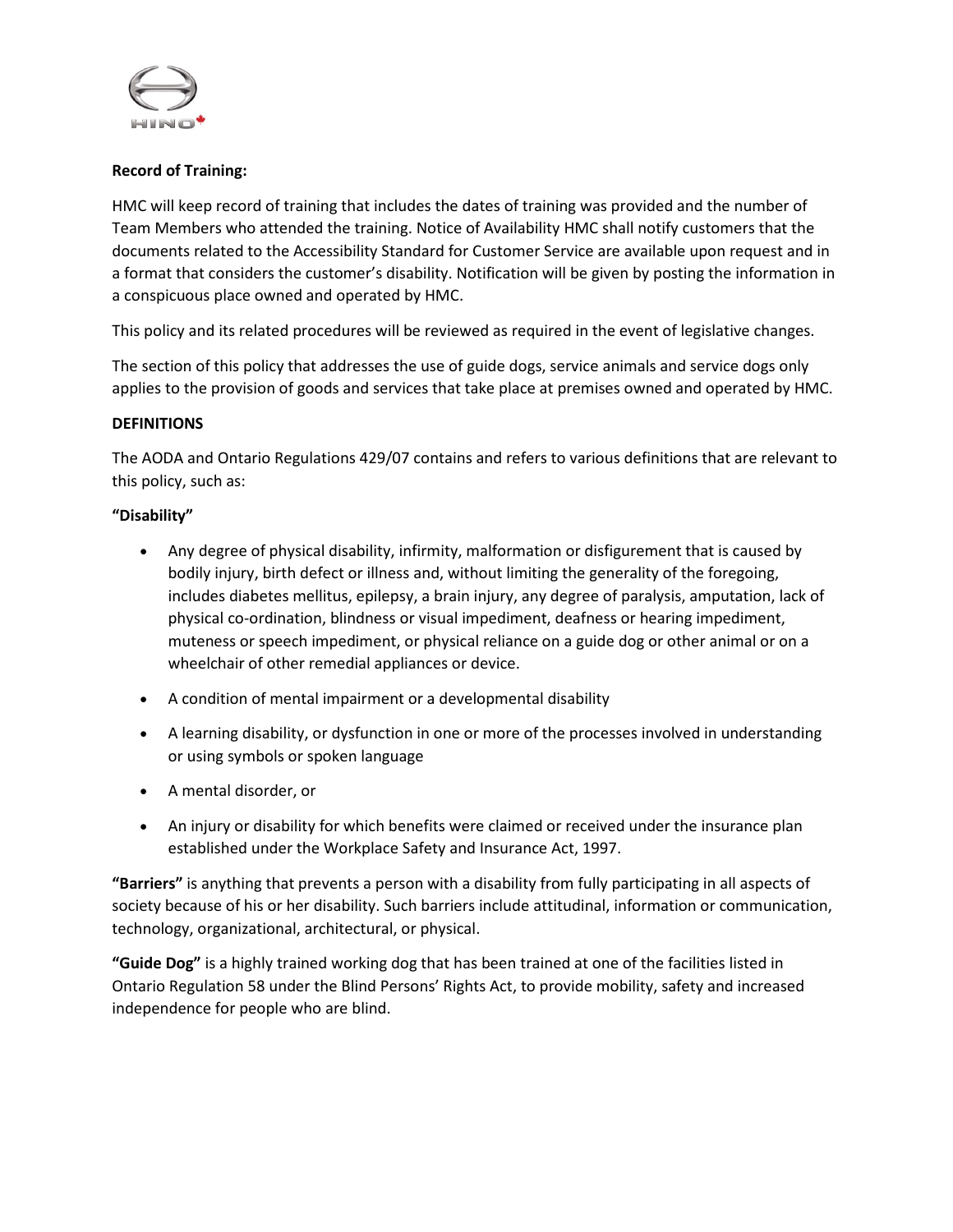**Record of Training:**

HMC will keep record of training that includes the dates of training was provided and the number of Team Members who attended the training. Notice of Availability HMC shall notify customers that the documents related to the Accessibility Standard for Customer Service are available upon request and in a format that considers the customer's disability. Notification will be given by posting the information in a conspicuous place owned and operated by HMC.

This policy and its related procedures will be reviewed as required in the event of legislative changes.

The section of this policy that addresses the use of guide dogs, service animals and service dogs only applies to the provision of goods and services that take place at premises owned and operated by HMC.

**DEFINITIONS**

The AODA and Ontario Regulations 429/07 contains and refers to various definitions that are relevant to this policy, such as:

**"Disability"**

- Any degree of physical disability, infirmity, malformation or disfigurement that is caused by bodily injury, birth defect or illness and, without limiting the generality of the foregoing, includes diabetes mellitus, epilepsy, a brain injury, any degree of paralysis, amputation, lack of physical co-ordination, blindness or visual impediment, deafness or hearing impediment, muteness or speech impediment, or physical reliance on a guide dog or other animal or on a wheelchair of other remedial appliances or device.
- A condition of mental impairment or a developmental disability
- A learning disability, or dysfunction in one or more of the processes involved in understanding or using symbols or spoken language
- A mental disorder, or
- An injury or disability for which benefits were claimed or received under the insurance plan established under the Workplace Safety and Insurance Act, 1997.

**"Barriers"** is anything that prevents a person with a disability from fully participating in all aspects of society because of his or her disability. Such barriers include attitudinal, information or communication, technology, organizational, architectural, or physical.

**"Guide Dog"** is a highly trained working dog that has been trained at one of the facilities listed in Ontario Regulation 58 under the Blind Persons' Rights Act, to provide mobility, safety and increased independence for people who are blind.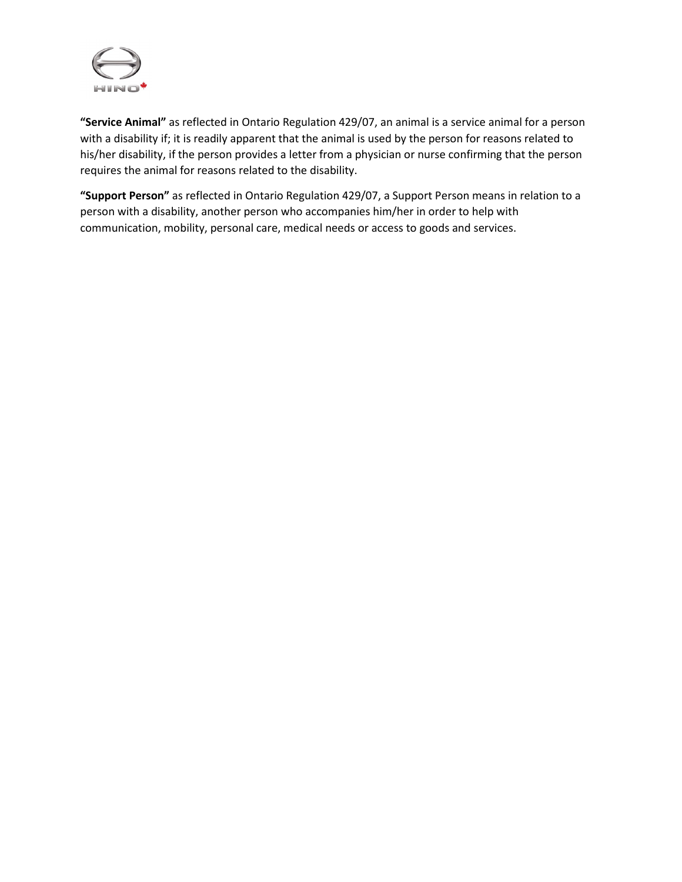**"Service Animal"** as reflected in Ontario Regulation 429/07, an animal is a service animal for a person with a disability if; it is readily apparent that the animal is used by the person for reasons related to his/her disability, if the person provides a letter from a physician or nurse confirming that the person requires the animal for reasons related to the disability.

**"Support Person"** as reflected in Ontario Regulation 429/07, a Support Person means in relation to a person with a disability, another person who accompanies him/her in order to help with communication, mobility, personal care, medical needs or access to goods and services.